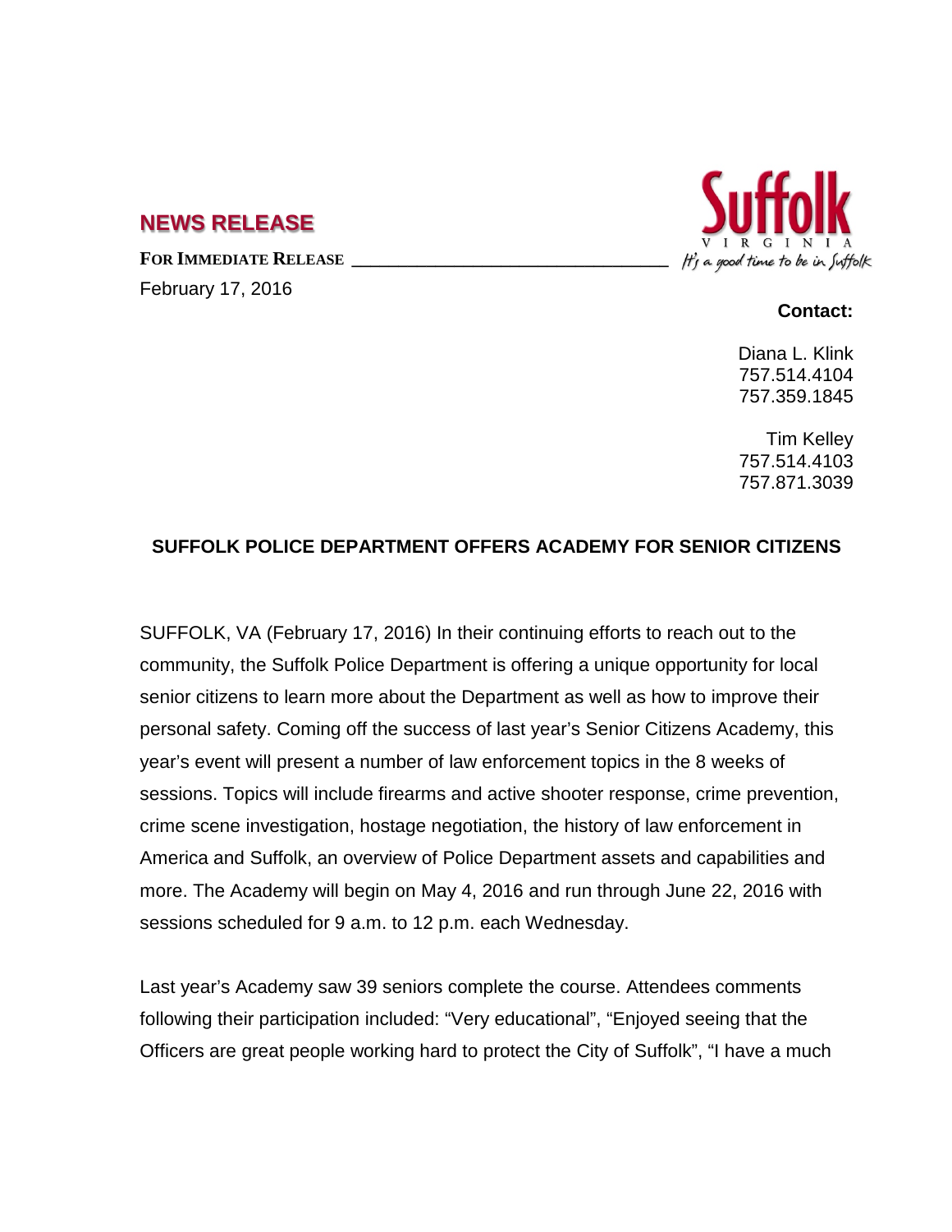## NEWS RELEASE

**FOR IMMEDIATE RELEASE**

February 17, 2016

**Contact:**

Diana L. Klink
757.514.4104
757.359.1845

Tim Kelley
757.514.4103
757.871.3039

### SUFFOLK POLICE DEPARTMENT OFFERS ACADEMY FOR SENIOR CITIZENS

SUFFOLK, VA (February 17, 2016) In their continuing efforts to reach out to the community, the Suffolk Police Department is offering a unique opportunity for local senior citizens to learn more about the Department as well as how to improve their personal safety. Coming off the success of last year's Senior Citizens Academy, this year's event will present a number of law enforcement topics in the 8 weeks of sessions. Topics will include firearms and active shooter response, crime prevention, crime scene investigation, hostage negotiation, the history of law enforcement in America and Suffolk, an overview of Police Department assets and capabilities and more. The Academy will begin on May 4, 2016 and run through June 22, 2016 with sessions scheduled for 9 a.m. to 12 p.m. each Wednesday.

Last year's Academy saw 39 seniors complete the course. Attendees comments following their participation included: "Very educational", "Enjoyed seeing that the Officers are great people working hard to protect the City of Suffolk", "I have a much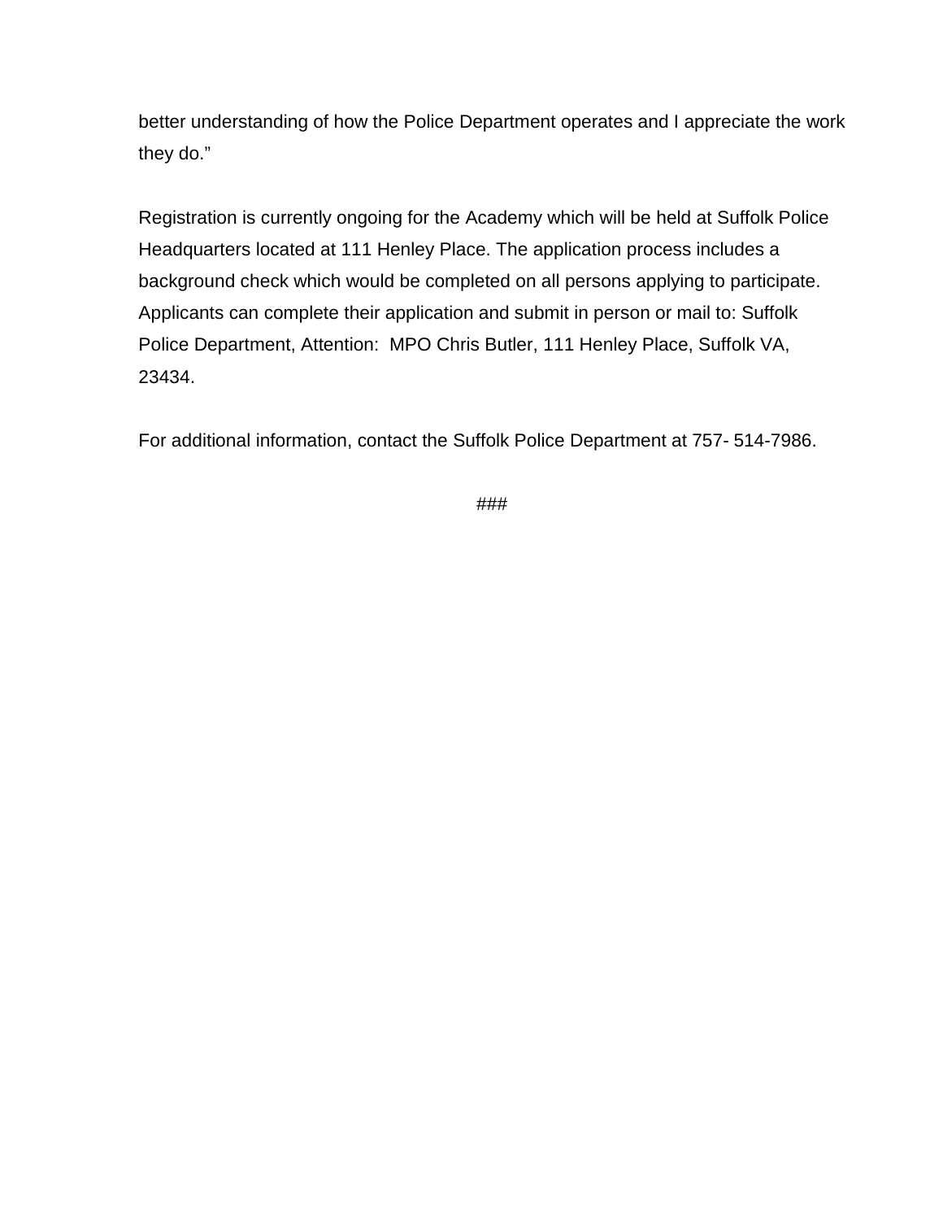better understanding of how the Police Department operates and I appreciate the work they do."

Registration is currently ongoing for the Academy which will be held at Suffolk Police Headquarters located at 111 Henley Place. The application process includes a background check which would be completed on all persons applying to participate. Applicants can complete their application and submit in person or mail to: Suffolk Police Department, Attention: MPO Chris Butler, 111 Henley Place, Suffolk VA, 23434.

For additional information, contact the Suffolk Police Department at 757- 514-7986.

###